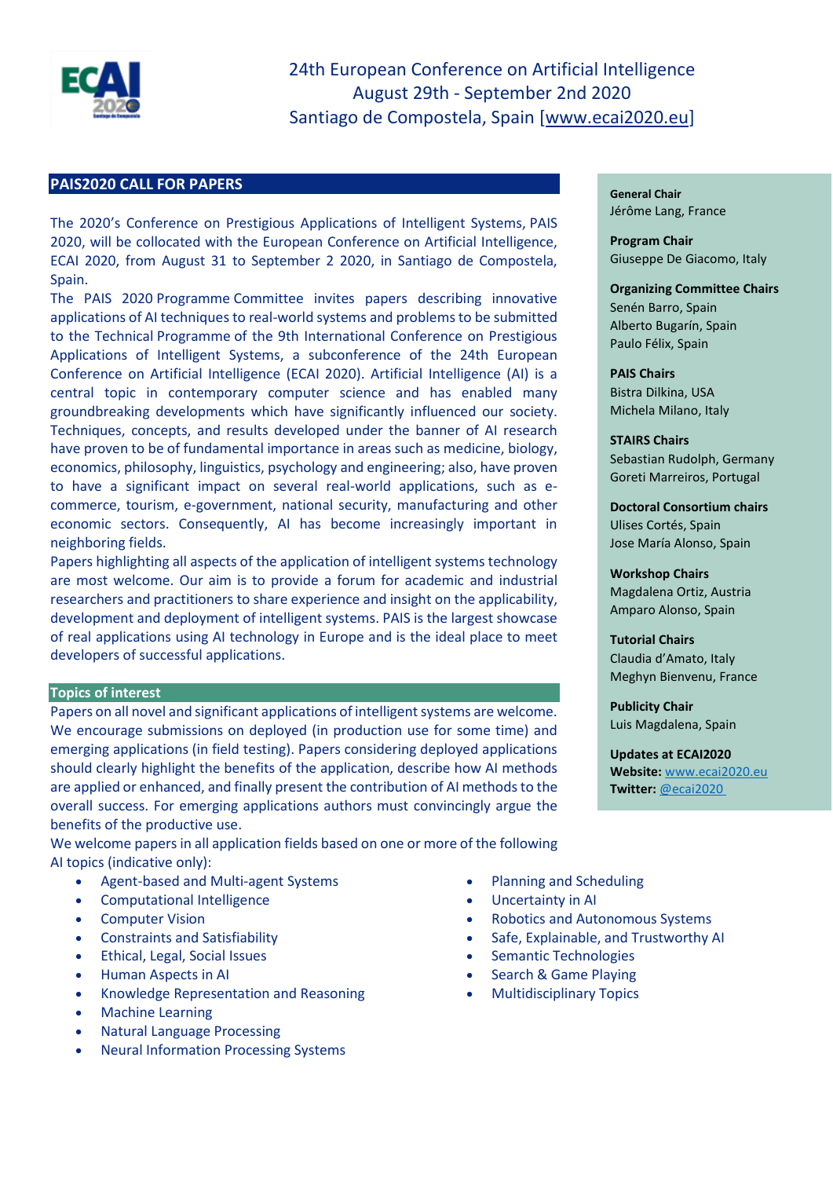24th European Conference on Artificial Intelligence
August 29th - September 2nd 2020
Santiago de Compostela, Spain [www.ecai2020.eu]

## PAIS2020 CALL FOR PAPERS

The 2020's Conference on Prestigious Applications of Intelligent Systems, PAIS 2020, will be collocated with the European Conference on Artificial Intelligence, ECAI 2020, from August 31 to September 2 2020, in Santiago de Compostela, Spain.

The PAIS 2020 Programme Committee invites papers describing innovative applications of AI techniques to real-world systems and problems to be submitted to the Technical Programme of the 9th International Conference on Prestigious Applications of Intelligent Systems, a subconference of the 24th European Conference on Artificial Intelligence (ECAI 2020). Artificial Intelligence (AI) is a central topic in contemporary computer science and has enabled many groundbreaking developments which have significantly influenced our society. Techniques, concepts, and results developed under the banner of AI research have proven to be of fundamental importance in areas such as medicine, biology, economics, philosophy, linguistics, psychology and engineering; also, have proven to have a significant impact on several real-world applications, such as e-commerce, tourism, e-government, national security, manufacturing and other economic sectors. Consequently, AI has become increasingly important in neighboring fields.

Papers highlighting all aspects of the application of intelligent systems technology are most welcome. Our aim is to provide a forum for academic and industrial researchers and practitioners to share experience and insight on the applicability, development and deployment of intelligent systems. PAIS is the largest showcase of real applications using AI technology in Europe and is the ideal place to meet developers of successful applications.

### Topics of interest

Papers on all novel and significant applications of intelligent systems are welcome. We encourage submissions on deployed (in production use for some time) and emerging applications (in field testing). Papers considering deployed applications should clearly highlight the benefits of the application, describe how AI methods are applied or enhanced, and finally present the contribution of AI methods to the overall success. For emerging applications authors must convincingly argue the benefits of the productive use.

We welcome papers in all application fields based on one or more of the following AI topics (indicative only):

- Agent-based and Multi-agent Systems
- Computational Intelligence
- Computer Vision
- Constraints and Satisfiability
- Ethical, Legal, Social Issues
- Human Aspects in AI
- Knowledge Representation and Reasoning
- Machine Learning
- Natural Language Processing
- Neural Information Processing Systems
- Planning and Scheduling
- Uncertainty in AI
- Robotics and Autonomous Systems
- Safe, Explainable, and Trustworthy AI
- Semantic Technologies
- Search & Game Playing
- Multidisciplinary Topics

**General Chair**
Jérôme Lang, France

**Program Chair**
Giuseppe De Giacomo, Italy

**Organizing Committee Chairs**
Senén Barro, Spain
Alberto Bugarín, Spain
Paulo Félix, Spain

**PAIS Chairs**
Bistra Dilkina, USA
Michela Milano, Italy

**STAIRS Chairs**
Sebastian Rudolph, Germany
Goreti Marreiros, Portugal

**Doctoral Consortium chairs**
Ulises Cortés, Spain
Jose María Alonso, Spain

**Workshop Chairs**
Magdalena Ortiz, Austria
Amparo Alonso, Spain

**Tutorial Chairs**
Claudia d'Amato, Italy
Meghyn Bienvenu, France

**Publicity Chair**
Luis Magdalena, Spain

**Updates at ECAI2020**
**Website:** www.ecai2020.eu
**Twitter:** @ecai2020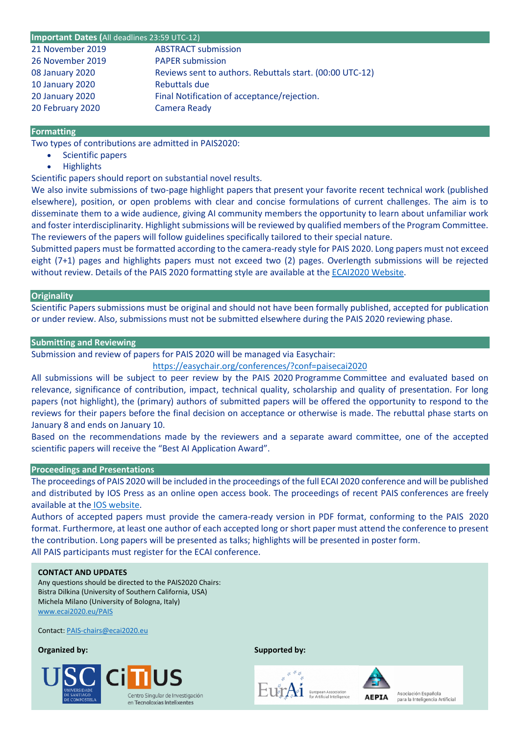## Important Dates (All deadlines 23:59 UTC-12)

| | |
|---|---|
| 21 November 2019 | ABSTRACT submission |
| 26 November 2019 | PAPER submission |
| 08 January 2020 | Reviews sent to authors. Rebuttals start. (00:00 UTC-12) |
| 10 January 2020 | Rebuttals due |
| 20 January 2020 | Final Notification of acceptance/rejection. |
| 20 February 2020 | Camera Ready |

## Formatting

Two types of contributions are admitted in PAIS2020:

- Scientific papers
- Highlights

Scientific papers should report on substantial novel results.

We also invite submissions of two-page highlight papers that present your favorite recent technical work (published elsewhere), position, or open problems with clear and concise formulations of current challenges. The aim is to disseminate them to a wide audience, giving AI community members the opportunity to learn about unfamiliar work and foster interdisciplinarity. Highlight submissions will be reviewed by qualified members of the Program Committee. The reviewers of the papers will follow guidelines specifically tailored to their special nature.

Submitted papers must be formatted according to the camera-ready style for PAIS 2020. Long papers must not exceed eight (7+1) pages and highlights papers must not exceed two (2) pages. Overlength submissions will be rejected without review. Details of the PAIS 2020 formatting style are available at the ECAI2020 Website.

## Originality

Scientific Papers submissions must be original and should not have been formally published, accepted for publication or under review. Also, submissions must not be submitted elsewhere during the PAIS 2020 reviewing phase.

## Submitting and Reviewing

Submission and review of papers for PAIS 2020 will be managed via Easychair:

https://easychair.org/conferences/?conf=paisecai2020

All submissions will be subject to peer review by the PAIS 2020 Programme Committee and evaluated based on relevance, significance of contribution, impact, technical quality, scholarship and quality of presentation. For long papers (not highlight), the (primary) authors of submitted papers will be offered the opportunity to respond to the reviews for their papers before the final decision on acceptance or otherwise is made. The rebuttal phase starts on January 8 and ends on January 10.

Based on the recommendations made by the reviewers and a separate award committee, one of the accepted scientific papers will receive the "Best AI Application Award".

## Proceedings and Presentations

The proceedings of PAIS 2020 will be included in the proceedings of the full ECAI 2020 conference and will be published and distributed by IOS Press as an online open access book. The proceedings of recent PAIS conferences are freely available at the IOS website.

Authors of accepted papers must provide the camera-ready version in PDF format, conforming to the PAIS 2020 format. Furthermore, at least one author of each accepted long or short paper must attend the conference to present the contribution. Long papers will be presented as talks; highlights will be presented in poster form.

All PAIS participants must register for the ECAI conference.

**CONTACT AND UPDATES**

Any questions should be directed to the PAIS2020 Chairs:
Bistra Dilkina (University of Southern California, USA)
Michela Milano (University of Bologna, Italy)
www.ecai2020.eu/PAIS

Contact: PAIS-chairs@ecai2020.eu

**Organized by:**

**Supported by:**